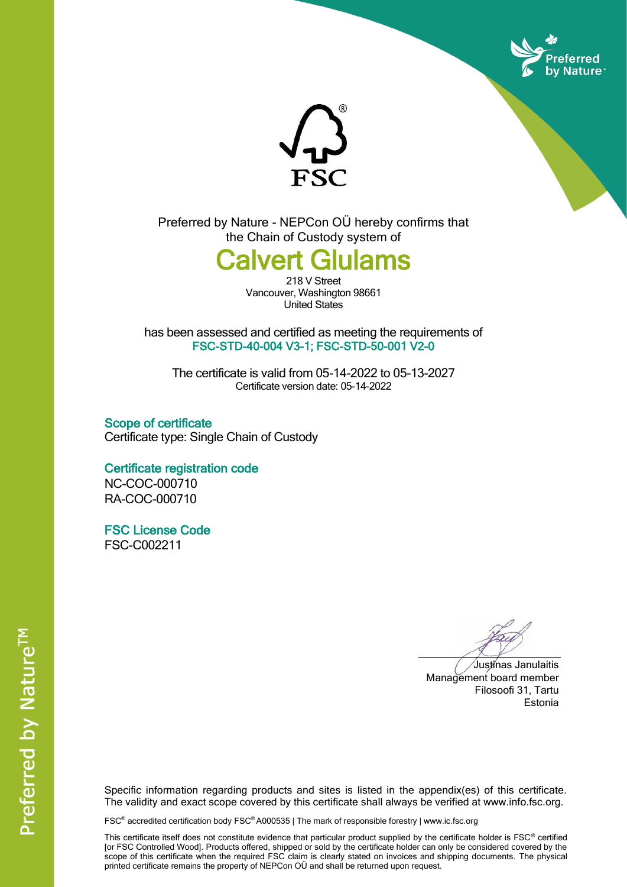Preferred by Nature - NEPCon OÜ hereby confirms that the Chain of Custody system of

# Calvert Glulams

218 V Street
Vancouver, Washington 98661
United States

has been assessed and certified as meeting the requirements of
**FSC-STD-40-004 V3-1; FSC-STD-50-001 V2-0**

The certificate is valid from 05-14-2022 to 05-13-2027
Certificate version date: 05-14-2022

## Scope of certificate

Certificate type: Single Chain of Custody

## Certificate registration code

NC-COC-000710
RA-COC-000710

## FSC License Code

FSC-C002211

Justinas Janulaitis
Management board member
Filosoofi 31, Tartu
Estonia

Specific information regarding products and sites is listed in the appendix(es) of this certificate. The validity and exact scope covered by this certificate shall always be verified at www.info.fsc.org.

FSC® accredited certification body FSC® A000535 | The mark of responsible forestry | www.ic.fsc.org

This certificate itself does not constitute evidence that particular product supplied by the certificate holder is FSC® certified [or FSC Controlled Wood]. Products offered, shipped or sold by the certificate holder can only be considered covered by the scope of this certificate when the required FSC claim is clearly stated on invoices and shipping documents. The physical printed certificate remains the property of NEPCon OÜ and shall be returned upon request.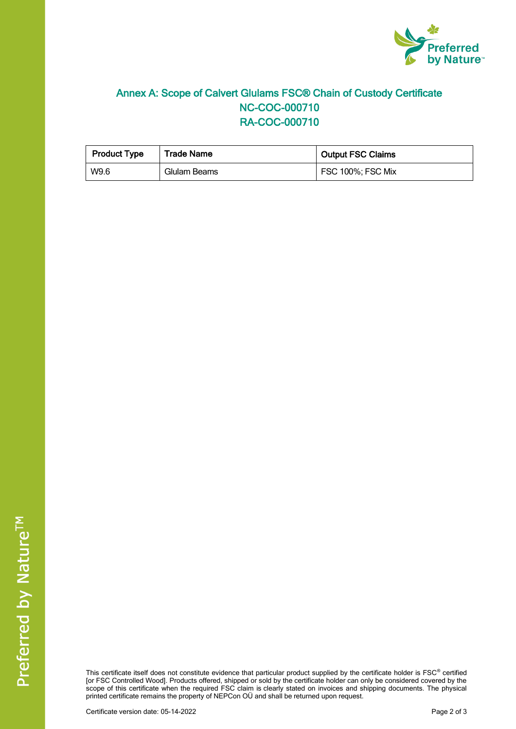## Annex A: Scope of Calvert Glulams FSC® Chain of Custody Certificate
## NC-COC-000710
## RA-COC-000710

| Product Type | Trade Name | Output FSC Claims |
| --- | --- | --- |
| W9.6 | Glulam Beams | FSC 100%; FSC Mix |

This certificate itself does not constitute evidence that particular product supplied by the certificate holder is FSC® certified [or FSC Controlled Wood]. Products offered, shipped or sold by the certificate holder can only be considered covered by the scope of this certificate when the required FSC claim is clearly stated on invoices and shipping documents. The physical printed certificate remains the property of NEPCon OÜ and shall be returned upon request.

Certificate version date: 05-14-2022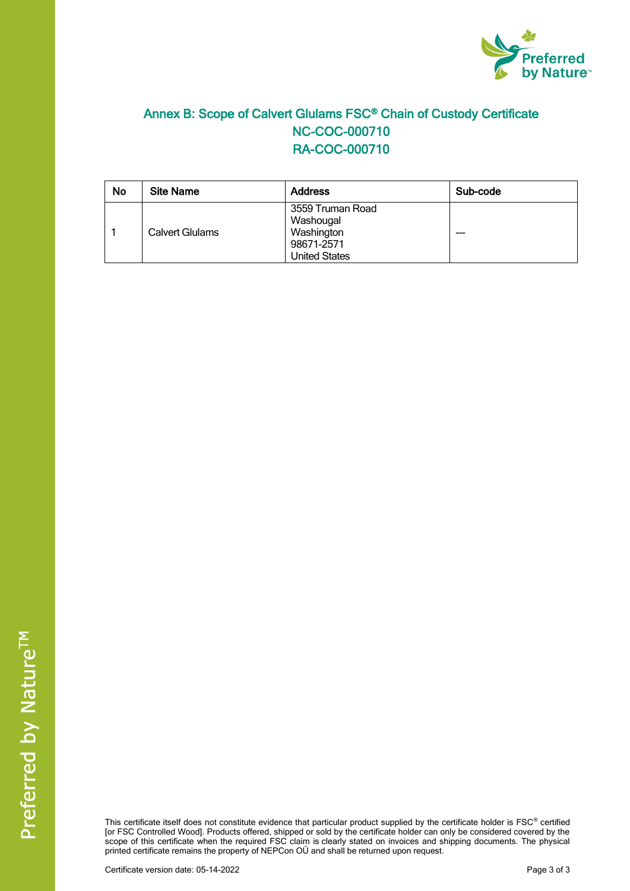## Annex B: Scope of Calvert Glulams FSC® Chain of Custody Certificate

## NC-COC-000710

## RA-COC-000710

| No | Site Name | Address | Sub-code |
| --- | --- | --- | --- |
| 1 | Calvert Glulams | 3559 Truman Road<br>Washougal<br>Washington<br>98671-2571<br>United States | --- |

This certificate itself does not constitute evidence that particular product supplied by the certificate holder is FSC® certified [or FSC Controlled Wood]. Products offered, shipped or sold by the certificate holder can only be considered covered by the scope of this certificate when the required FSC claim is clearly stated on invoices and shipping documents. The physical printed certificate remains the property of NEPCon OÜ and shall be returned upon request.

Certificate version date: 05-14-2022